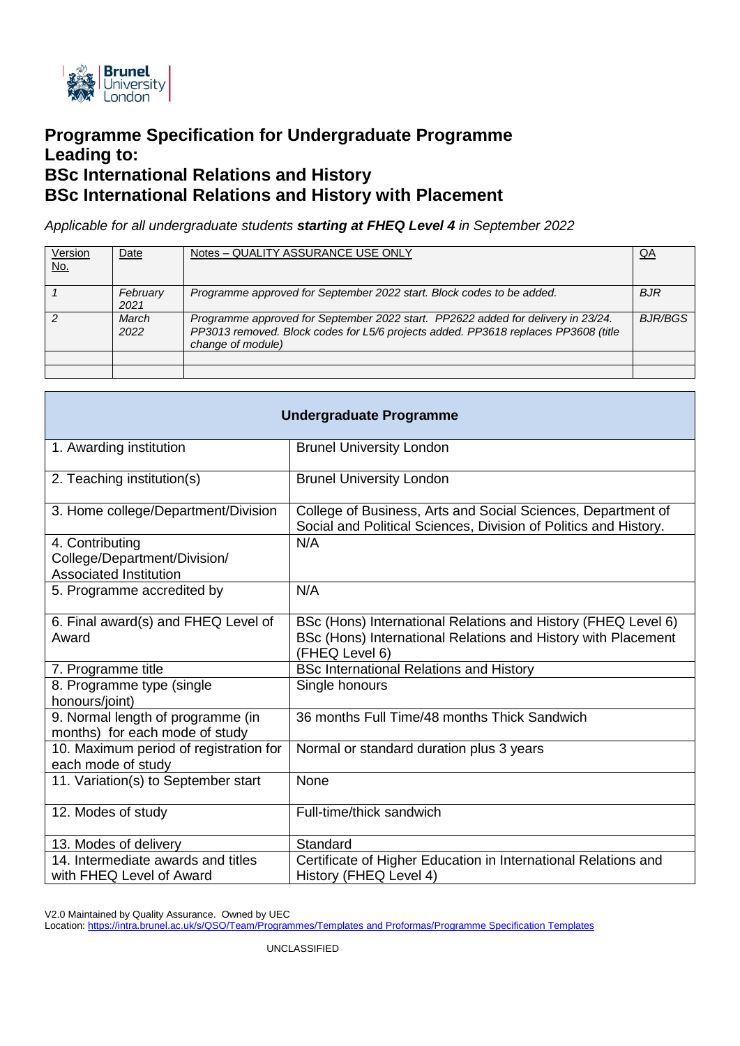# Programme Specification for Undergraduate Programme Leading to:
# BSc International Relations and History
# BSc International Relations and History with Placement

*Applicable for all undergraduate students **starting at FHEQ Level 4** in September 2022*

| Version No. | Date | Notes – QUALITY ASSURANCE USE ONLY | QA |
|---|---|---|---|
| *1* | *February 2021* | *Programme approved for September 2022 start. Block codes to be added.* | *BJR* |
| *2* | *March 2022* | *Programme approved for September 2022 start. PP2622 added for delivery in 23/24. PP3013 removed. Block codes for L5/6 projects added. PP3618 replaces PP3608 (title change of module)* | *BJR/BGS* |
| | | | |
| | | | |

| **Undergraduate Programme** | |
|---|---|
| 1. Awarding institution | Brunel University London |
| 2. Teaching institution(s) | Brunel University London |
| 3. Home college/Department/Division | College of Business, Arts and Social Sciences, Department of Social and Political Sciences, Division of Politics and History. |
| 4. Contributing College/Department/Division/ Associated Institution | N/A |
| 5. Programme accredited by | N/A |
| 6. Final award(s) and FHEQ Level of Award | BSc (Hons) International Relations and History (FHEQ Level 6)<br>BSc (Hons) International Relations and History with Placement (FHEQ Level 6) |
| 7. Programme title | BSc International Relations and History |
| 8. Programme type (single honours/joint) | Single honours |
| 9. Normal length of programme (in months) for each mode of study | 36 months Full Time/48 months Thick Sandwich |
| 10. Maximum period of registration for each mode of study | Normal or standard duration plus 3 years |
| 11. Variation(s) to September start | None |
| 12. Modes of study | Full-time/thick sandwich |
| 13. Modes of delivery | Standard |
| 14. Intermediate awards and titles with FHEQ Level of Award | Certificate of Higher Education in International Relations and History (FHEQ Level 4) |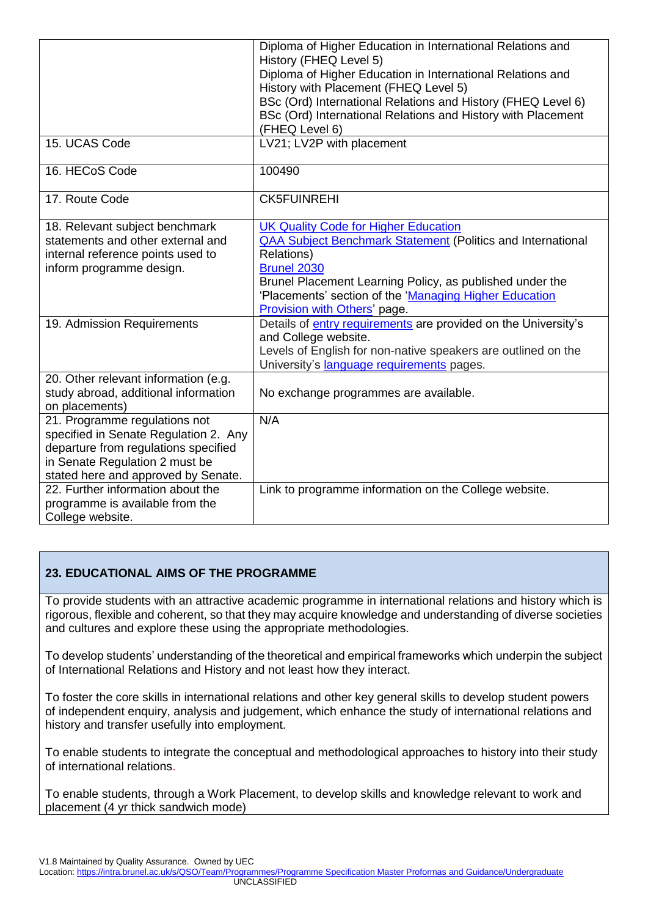| | |
|---|---|
| | Diploma of Higher Education in International Relations and History (FHEQ Level 5)<br>Diploma of Higher Education in International Relations and History with Placement (FHEQ Level 5)<br>BSc (Ord) International Relations and History (FHEQ Level 6)<br>BSc (Ord) International Relations and History with Placement (FHEQ Level 6) |
| 15. UCAS Code | LV21; LV2P with placement |
| 16. HECoS Code | 100490 |
| 17. Route Code | CK5FUINREHI |
| 18. Relevant subject benchmark statements and other external and internal reference points used to inform programme design. | UK Quality Code for Higher Education<br>QAA Subject Benchmark Statement (Politics and International Relations)<br>Brunel 2030<br>Brunel Placement Learning Policy, as published under the 'Placements' section of the 'Managing Higher Education Provision with Others' page. |
| 19. Admission Requirements | Details of entry requirements are provided on the University's and College website.<br>Levels of English for non-native speakers are outlined on the University's language requirements pages. |
| 20. Other relevant information (e.g. study abroad, additional information on placements) | No exchange programmes are available. |
| 21. Programme regulations not specified in Senate Regulation 2. Any departure from regulations specified in Senate Regulation 2 must be stated here and approved by Senate. | N/A |
| 22. Further information about the programme is available from the College website. | Link to programme information on the College website. |

## 23. EDUCATIONAL AIMS OF THE PROGRAMME

To provide students with an attractive academic programme in international relations and history which is rigorous, flexible and coherent, so that they may acquire knowledge and understanding of diverse societies and cultures and explore these using the appropriate methodologies.

To develop students' understanding of the theoretical and empirical frameworks which underpin the subject of International Relations and History and not least how they interact.

To foster the core skills in international relations and other key general skills to develop student powers of independent enquiry, analysis and judgement, which enhance the study of international relations and history and transfer usefully into employment.

To enable students to integrate the conceptual and methodological approaches to history into their study of international relations.

To enable students, through a Work Placement, to develop skills and knowledge relevant to work and placement (4 yr thick sandwich mode)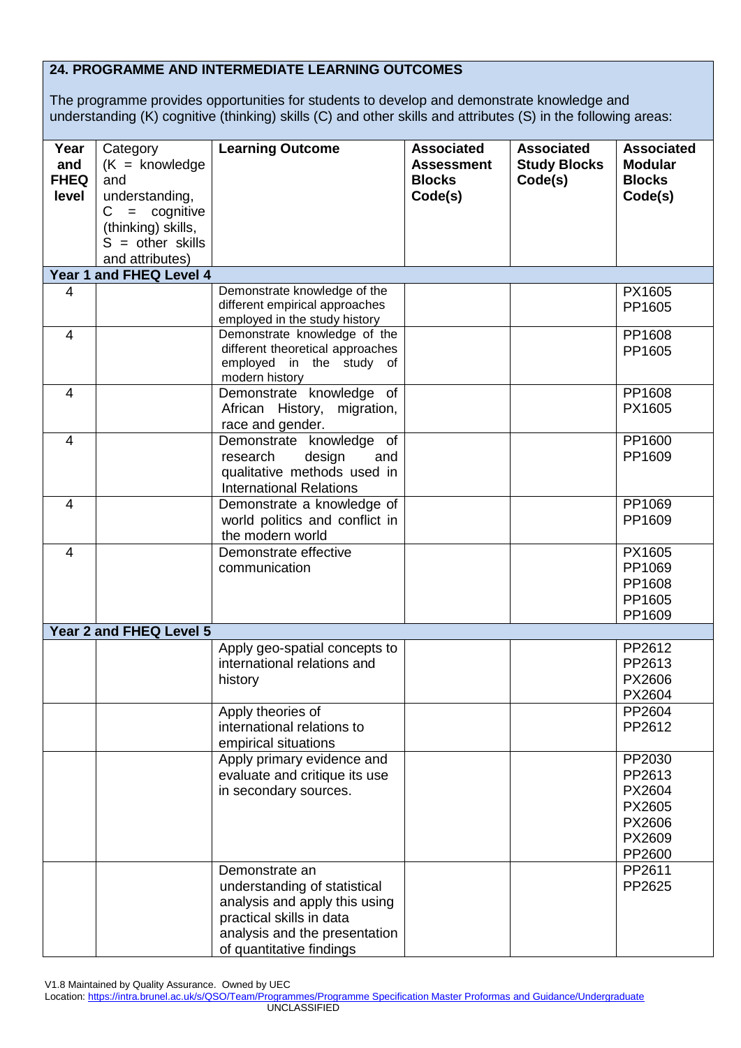## 24. PROGRAMME AND INTERMEDIATE LEARNING OUTCOMES

The programme provides opportunities for students to develop and demonstrate knowledge and understanding (K) cognitive (thinking) skills (C) and other skills and attributes (S) in the following areas:

| Year and FHEQ level | Category (K = knowledge and understanding, C = cognitive (thinking) skills, S = other skills and attributes) | Learning Outcome | Associated Assessment Blocks Code(s) | Associated Study Blocks Code(s) | Associated Modular Blocks Code(s) |
|---|---|---|---|---|---|
| **Year 1 and FHEQ Level 4** | | | | | |
| 4 | | Demonstrate knowledge of the different empirical approaches employed in the study history | | | PX1605<br>PP1605 |
| 4 | | Demonstrate knowledge of the different theoretical approaches employed in the study of modern history | | | PP1608<br>PP1605 |
| 4 | | Demonstrate knowledge of African History, migration, race and gender. | | | PP1608<br>PX1605 |
| 4 | | Demonstrate knowledge of research design and qualitative methods used in International Relations | | | PP1600<br>PP1609 |
| 4 | | Demonstrate a knowledge of world politics and conflict in the modern world | | | PP1069<br>PP1609 |
| 4 | | Demonstrate effective communication | | | PX1605<br>PP1069<br>PP1608<br>PP1605<br>PP1609 |
| **Year 2 and FHEQ Level 5** | | | | | |
| | | Apply geo-spatial concepts to international relations and history | | | PP2612<br>PP2613<br>PX2606<br>PX2604 |
| | | Apply theories of international relations to empirical situations | | | PP2604<br>PP2612 |
| | | Apply primary evidence and evaluate and critique its use in secondary sources. | | | PP2030<br>PP2613<br>PX2604<br>PX2605<br>PX2606<br>PX2609<br>PP2600 |
| | | Demonstrate an understanding of statistical analysis and apply this using practical skills in data analysis and the presentation of quantitative findings | | | PP2611<br>PP2625 |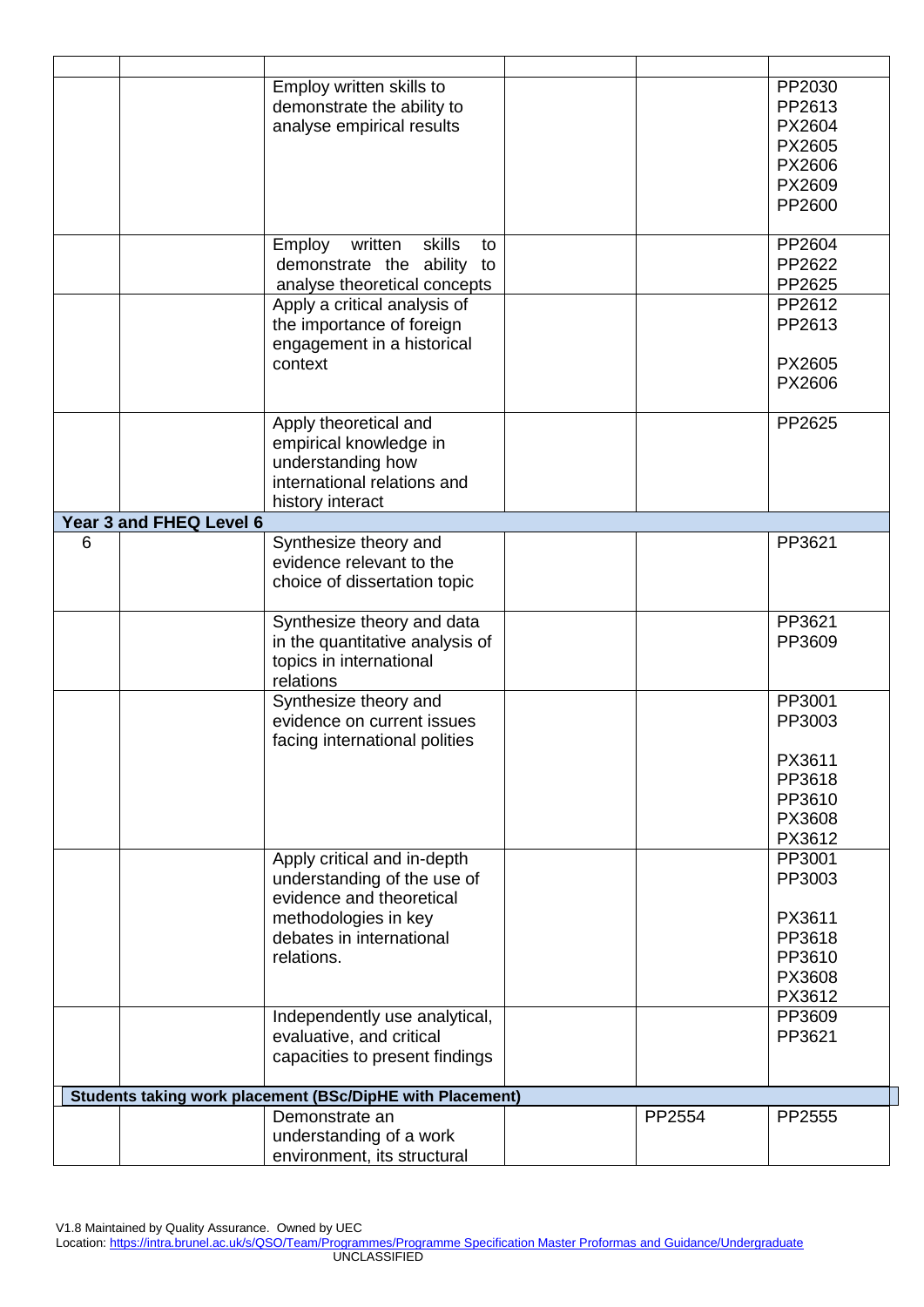| | | | | | |
|---|---|---|---|---|---|
| | | Employ written skills to demonstrate the ability to analyse empirical results | | | PP2030<br>PP2613<br>PX2604<br>PX2605<br>PX2606<br>PX2609<br>PP2600 |
| | | Employ written skills to demonstrate the ability to analyse theoretical concepts | | | PP2604<br>PP2622<br>PP2625 |
| | | Apply a critical analysis of the importance of foreign engagement in a historical context | | | PP2612<br>PP2613<br><br>PX2605<br>PX2606 |
| | | Apply theoretical and empirical knowledge in understanding how international relations and history interact | | | PP2625 |
| **Year 3 and FHEQ Level 6** | | | | | |
| 6 | | Synthesize theory and evidence relevant to the choice of dissertation topic | | | PP3621 |
| | | Synthesize theory and data in the quantitative analysis of topics in international relations | | | PP3621<br>PP3609 |
| | | Synthesize theory and evidence on current issues facing international polities | | | PP3001<br>PP3003<br><br>PX3611<br>PP3618<br>PP3610<br>PX3608<br>PX3612 |
| | | Apply critical and in-depth understanding of the use of evidence and theoretical methodologies in key debates in international relations. | | | PP3001<br>PP3003<br><br>PX3611<br>PP3618<br>PP3610<br>PX3608<br>PX3612 |
| | | Independently use analytical, evaluative, and critical capacities to present findings | | | PP3609<br>PP3621 |
| **Students taking work placement (BSc/DipHE with Placement)** | | | | | |
| | | Demonstrate an understanding of a work environment, its structural | | PP2554 | PP2555 |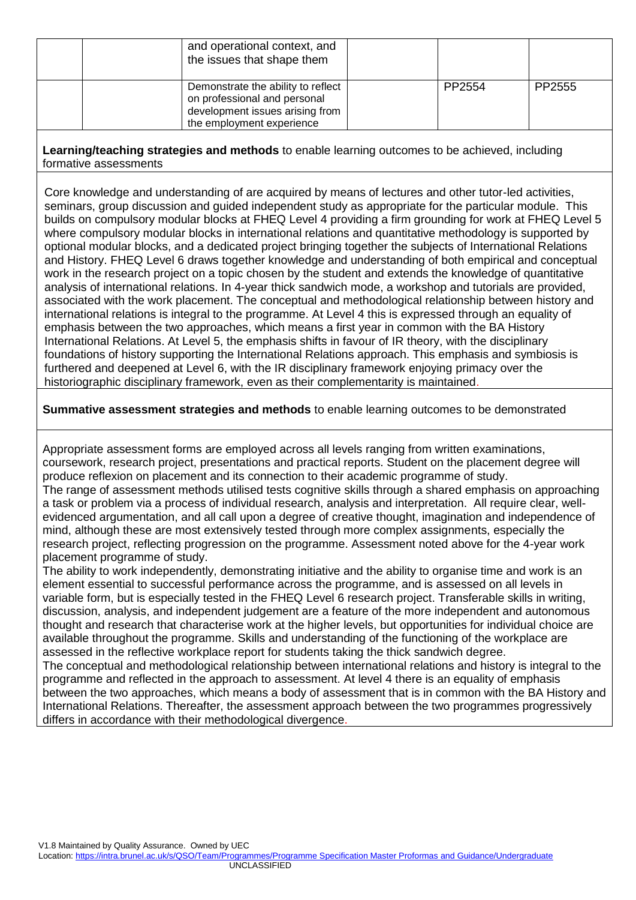| | | | | | |
|---|---|---|---|---|---|
| | | and operational context, and the issues that shape them | | | |
| | | Demonstrate the ability to reflect on professional and personal development issues arising from the employment experience | | PP2554 | PP2555 |

**Learning/teaching strategies and methods** to enable learning outcomes to be achieved, including formative assessments

Core knowledge and understanding of are acquired by means of lectures and other tutor-led activities, seminars, group discussion and guided independent study as appropriate for the particular module. This builds on compulsory modular blocks at FHEQ Level 4 providing a firm grounding for work at FHEQ Level 5 where compulsory modular blocks in international relations and quantitative methodology is supported by optional modular blocks, and a dedicated project bringing together the subjects of International Relations and History. FHEQ Level 6 draws together knowledge and understanding of both empirical and conceptual work in the research project on a topic chosen by the student and extends the knowledge of quantitative analysis of international relations. In 4-year thick sandwich mode, a workshop and tutorials are provided, associated with the work placement. The conceptual and methodological relationship between history and international relations is integral to the programme. At Level 4 this is expressed through an equality of emphasis between the two approaches, which means a first year in common with the BA History International Relations. At Level 5, the emphasis shifts in favour of IR theory, with the disciplinary foundations of history supporting the International Relations approach. This emphasis and symbiosis is furthered and deepened at Level 6, with the IR disciplinary framework enjoying primacy over the historiographic disciplinary framework, even as their complementarity is maintained.

**Summative assessment strategies and methods** to enable learning outcomes to be demonstrated

Appropriate assessment forms are employed across all levels ranging from written examinations, coursework, research project, presentations and practical reports. Student on the placement degree will produce reflexion on placement and its connection to their academic programme of study.

The range of assessment methods utilised tests cognitive skills through a shared emphasis on approaching a task or problem via a process of individual research, analysis and interpretation. All require clear, well-evidenced argumentation, and all call upon a degree of creative thought, imagination and independence of mind, although these are most extensively tested through more complex assignments, especially the research project, reflecting progression on the programme. Assessment noted above for the 4-year work placement programme of study.

The ability to work independently, demonstrating initiative and the ability to organise time and work is an element essential to successful performance across the programme, and is assessed on all levels in variable form, but is especially tested in the FHEQ Level 6 research project. Transferable skills in writing, discussion, analysis, and independent judgement are a feature of the more independent and autonomous thought and research that characterise work at the higher levels, but opportunities for individual choice are available throughout the programme. Skills and understanding of the functioning of the workplace are assessed in the reflective workplace report for students taking the thick sandwich degree.

The conceptual and methodological relationship between international relations and history is integral to the programme and reflected in the approach to assessment. At level 4 there is an equality of emphasis between the two approaches, which means a body of assessment that is in common with the BA History and International Relations. Thereafter, the assessment approach between the two programmes progressively differs in accordance with their methodological divergence.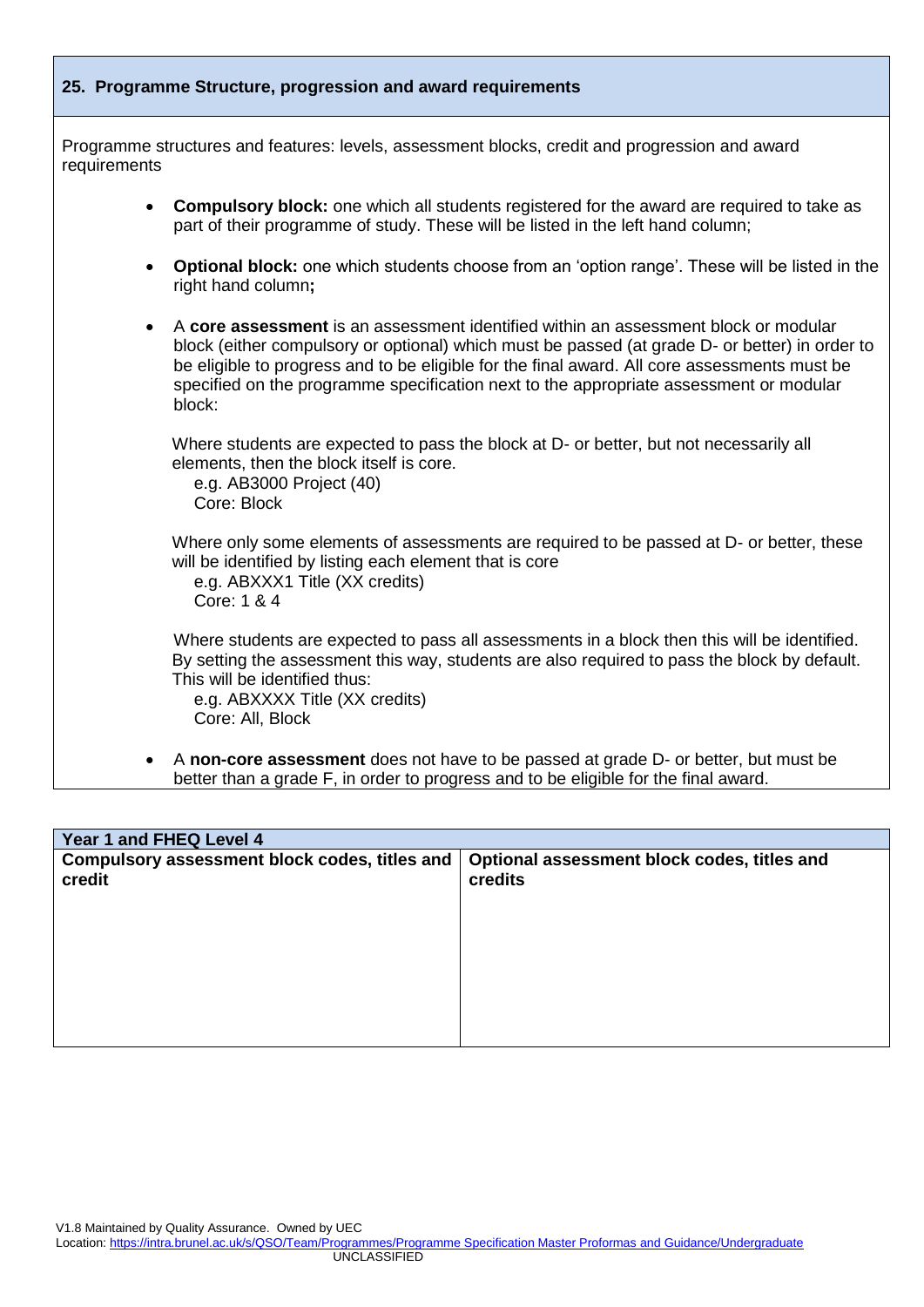## 25. Programme Structure, progression and award requirements

Programme structures and features: levels, assessment blocks, credit and progression and award requirements

- **Compulsory block:** one which all students registered for the award are required to take as part of their programme of study. These will be listed in the left hand column;

- **Optional block:** one which students choose from an 'option range'. These will be listed in the right hand column**;**

- A **core assessment** is an assessment identified within an assessment block or modular block (either compulsory or optional) which must be passed (at grade D- or better) in order to be eligible to progress and to be eligible for the final award. All core assessments must be specified on the programme specification next to the appropriate assessment or modular block:

  Where students are expected to pass the block at D- or better, but not necessarily all elements, then the block itself is core.
  e.g. AB3000 Project (40)
  Core: Block

  Where only some elements of assessments are required to be passed at D- or better, these will be identified by listing each element that is core
  e.g. ABXXX1 Title (XX credits)
  Core: 1 & 4

  Where students are expected to pass all assessments in a block then this will be identified. By setting the assessment this way, students are also required to pass the block by default. This will be identified thus:
  e.g. ABXXXX Title (XX credits)
  Core: All, Block

- A **non-core assessment** does not have to be passed at grade D- or better, but must be better than a grade F, in order to progress and to be eligible for the final award.

| Year 1 and FHEQ Level 4 | |
|---|---|
| **Compulsory assessment block codes, titles and credit** | **Optional assessment block codes, titles and credits** |
| | |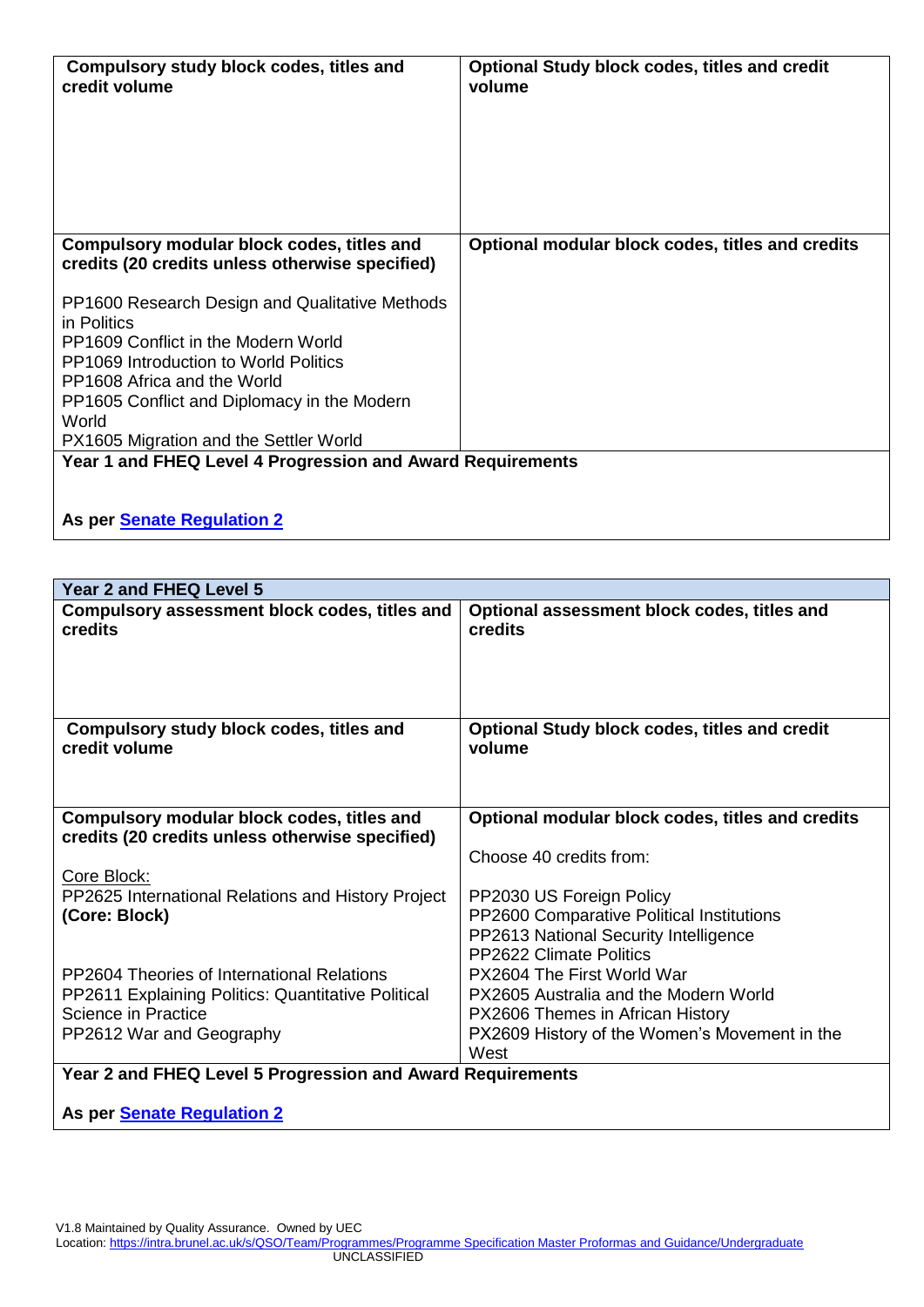| Compulsory study block codes, titles and credit volume | Optional Study block codes, titles and credit volume |
|---|---|
| | |

| Compulsory modular block codes, titles and credits (20 credits unless otherwise specified) | Optional modular block codes, titles and credits |
|---|---|
| PP1600 Research Design and Qualitative Methods in Politics<br>PP1609 Conflict in the Modern World<br>PP1069 Introduction to World Politics<br>PP1608 Africa and the World<br>PP1605 Conflict and Diplomacy in the Modern World<br>PX1605 Migration and the Settler World | |

**Year 1 and FHEQ Level 4 Progression and Award Requirements**

**As per [Senate Regulation 2]()**

| Year 2 and FHEQ Level 5 | |
|---|---|
| **Compulsory assessment block codes, titles and credits** | **Optional assessment block codes, titles and credits** |
| **Compulsory study block codes, titles and credit volume** | **Optional Study block codes, titles and credit volume** |
| **Compulsory modular block codes, titles and credits (20 credits unless otherwise specified)**<br><br>Core Block:<br>PP2625 International Relations and History Project **(Core: Block)**<br><br>PP2604 Theories of International Relations<br>PP2611 Explaining Politics: Quantitative Political Science in Practice<br>PP2612 War and Geography | **Optional modular block codes, titles and credits**<br><br>Choose 40 credits from:<br><br>PP2030 US Foreign Policy<br>PP2600 Comparative Political Institutions<br>PP2613 National Security Intelligence<br>PP2622 Climate Politics<br>PX2604 The First World War<br>PX2605 Australia and the Modern World<br>PX2606 Themes in African History<br>PX2609 History of the Women's Movement in the West |

**Year 2 and FHEQ Level 5 Progression and Award Requirements**

**As per [Senate Regulation 2]()**

V1.8 Maintained by Quality Assurance. Owned by UEC
Location: https://intra.brunel.ac.uk/s/QSO/Team/Programmes/Programme Specification Master Proformas and Guidance/Undergraduate
UNCLASSIFIED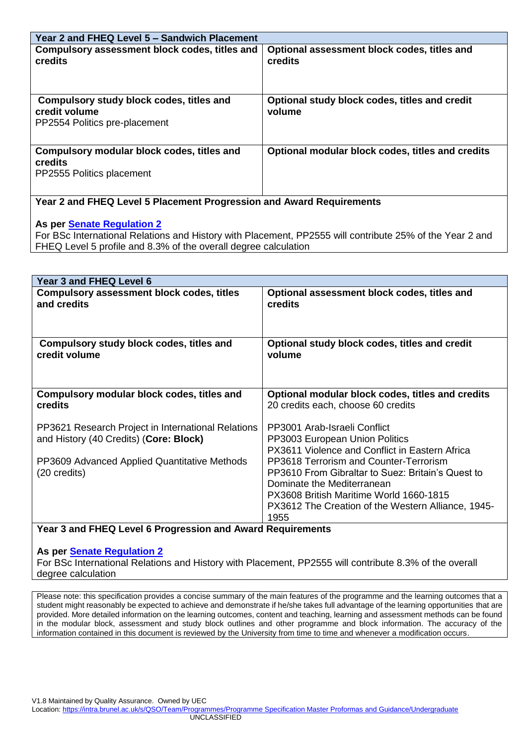| Year 2 and FHEQ Level 5 – Sandwich Placement | |
|---|---|
| **Compulsory assessment block codes, titles and credits** | **Optional assessment block codes, titles and credits** |
| **Compulsory study block codes, titles and credit volume**<br>PP2554 Politics pre-placement | **Optional study block codes, titles and credit volume** |
| **Compulsory modular block codes, titles and credits**<br>PP2555 Politics placement | **Optional modular block codes, titles and credits** |
| **Year 2 and FHEQ Level 5 Placement Progression and Award Requirements**<br><br>**As per Senate Regulation 2**<br>For BSc International Relations and History with Placement, PP2555 will contribute 25% of the Year 2 and FHEQ Level 5 profile and 8.3% of the overall degree calculation | |

| Year 3 and FHEQ Level 6 | |
|---|---|
| **Compulsory assessment block codes, titles and credits** | **Optional assessment block codes, titles and credits** |
| **Compulsory study block codes, titles and credit volume** | **Optional study block codes, titles and credit volume** |
| **Compulsory modular block codes, titles and credits**<br><br>PP3621 Research Project in International Relations and History (40 Credits) (**Core: Block)**<br><br>PP3609 Advanced Applied Quantitative Methods (20 credits) | **Optional modular block codes, titles and credits**<br>20 credits each, choose 60 credits<br><br>PP3001 Arab-Israeli Conflict<br>PP3003 European Union Politics<br>PX3611 Violence and Conflict in Eastern Africa<br>PP3618 Terrorism and Counter-Terrorism<br>PP3610 From Gibraltar to Suez: Britain's Quest to Dominate the Mediterranean<br>PX3608 British Maritime World 1660-1815<br>PX3612 The Creation of the Western Alliance, 1945-1955 |
| **Year 3 and FHEQ Level 6 Progression and Award Requirements**<br><br>**As per Senate Regulation 2**<br>For BSc International Relations and History with Placement, PP2555 will contribute 8.3% of the overall degree calculation | |

Please note: this specification provides a concise summary of the main features of the programme and the learning outcomes that a student might reasonably be expected to achieve and demonstrate if he/she takes full advantage of the learning opportunities that are provided. More detailed information on the learning outcomes, content and teaching, learning and assessment methods can be found in the modular block, assessment and study block outlines and other programme and block information. The accuracy of the information contained in this document is reviewed by the University from time to time and whenever a modification occurs.